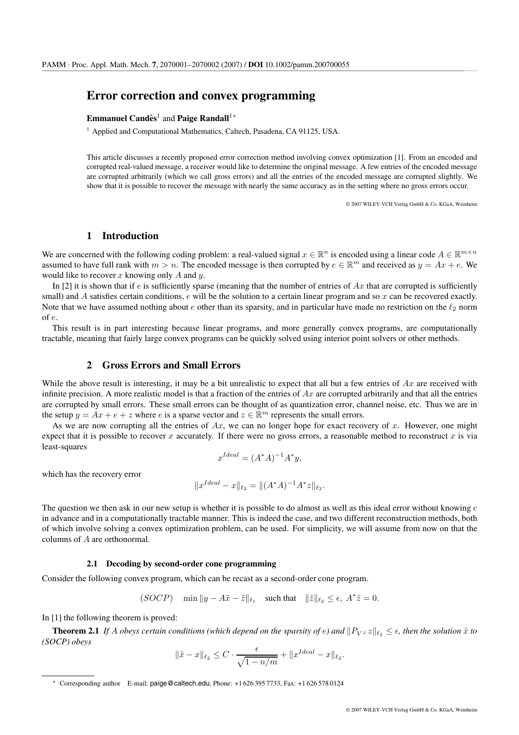# Error correction and convex programming

**Emmanuel Candès**[1] and **Paige Randall**[1*]

[1] Applied and Computational Mathematics, Caltech, Pasadena, CA 91125, USA.

This article discusses a recently proposed error correction method involving convex optimization [1]. From an encoded and corrupted real-valued message, a receiver would like to determine the original message. A few entries of the encoded message are corrupted arbitrarily (which we call gross errors) and all the entries of the encoded message are corrupted slightly. We show that it is possible to recover the message with nearly the same accuracy as in the setting where no gross errors occur.

© 2007 WILEY-VCH Verlag GmbH & Co. KGaA, Weinheim

## 1 Introduction

We are concerned with the following coding problem: a real-valued signal $x \in \mathbb{R}^n$ is encoded using a linear code $A \in \mathbb{R}^{m \times n}$ assumed to have full rank with $m > n$. The encoded message is then corrupted by $e \in \mathbb{R}^m$ and received as $y = Ax + e$. We would like to recover $x$ knowing only $A$ and $y$.

In [2] it is shown that if $e$ is sufficiently sparse (meaning that the number of entries of $Ax$ that are corrupted is sufficiently small) and $A$ satisfies certain conditions, $e$ will be the solution to a certain linear program and so $x$ can be recovered exactly. Note that we have assumed nothing about $e$ other than its sparsity, and in particular have made no restriction on the $\ell_2$ norm of $e$.

This result is in part interesting because linear programs, and more generally convex programs, are computationally tractable, meaning that fairly large convex programs can be quickly solved using interior point solvers or other methods.

## 2 Gross Errors and Small Errors

While the above result is interesting, it may be a bit unrealistic to expect that all but a few entries of $Ax$ are received with infinite precision. A more realistic model is that a fraction of the entries of $Ax$ are corrupted arbitrarily and that all the entries are corrupted by small errors. These small errors can be thought of as quantization error, channel noise, etc. Thus we are in the setup $y = Ax + e + z$ where $e$ is a sparse vector and $z \in \mathbb{R}^m$ represents the small errors.

As we are now corrupting all the entries of $Ax$, we can no longer hope for exact recovery of $x$. However, one might expect that it is possible to recover $x$ accurately. If there were no gross errors, a reasonable method to reconstruct $x$ is via least-squares

$$x^{Ideal} = (A^*A)^{-1}A^*y,$$

which has the recovery error

$$\|x^{Ideal} - x\|_{\ell_2} = \|(A^*A)^{-1}A^*z\|_{\ell_2}.$$

The question we then ask in our new setup is whether it is possible to do almost as well as this ideal error without knowing $e$ in advance and in a computationally tractable manner. This is indeed the case, and two different reconstruction methods, both of which involve solving a convex optimization problem, can be used. For simplicity, we will assume from now on that the columns of $A$ are orthonormal.

### 2.1 Decoding by second-order cone programming

Consider the following convex program, which can be recast as a second-order cone program.

$$(SOCP) \quad \min \|y - A\tilde{x} - \tilde{z}\|_{\ell_1} \quad \text{such that} \quad \|\tilde{z}\|_{\ell_2} \leq \epsilon, \ A^*\tilde{z} = 0.$$

In [1] the following theorem is proved:

**Theorem 2.1** *If $A$ obeys certain conditions (which depend on the sparsity of $e$) and $\|P_{V^\perp} z\|_{\ell_2} \leq \epsilon$, then the solution $\hat{x}$ to (SOCP) obeys*

$$\|\hat{x} - x\|_{\ell_2} \leq C \cdot \frac{\epsilon}{\sqrt{1 - n/m}} + \|x^{Ideal} - x\|_{\ell_2}.$$

[*] Corresponding author E-mail: paige@caltech.edu, Phone: +1 626 395 7733, Fax: +1 626 578 0124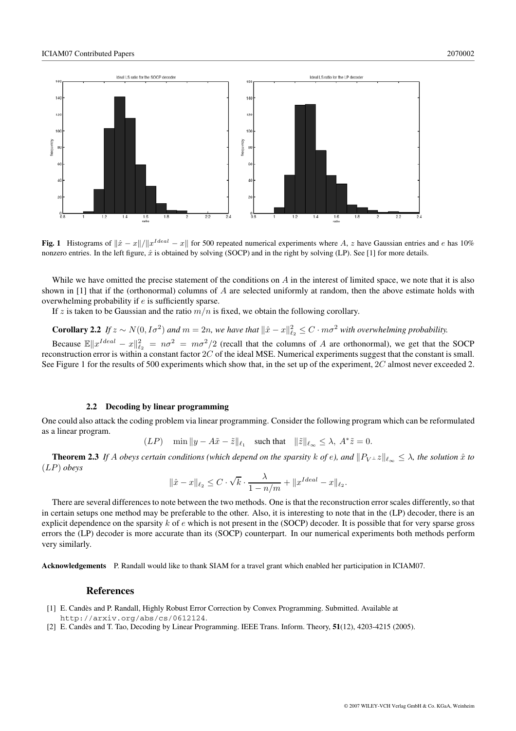Ideal LS ratio for the SOCP decoder

frequency

ratio

0.8 1 1.2 1.4 1.6 1.8 2 2.2 2.4

0 20 40 60 80 100 120 140 160

Ideal LS ratio for the LP decoder

frequency

ratio

0.8 1 1.2 1.4 1.6 1.8 2 2.2 2.4

0 20 40 60 80 100 120 140 160

**Fig. 1** Histograms of $\|\hat{x} - x\|/\|x^{Ideal} - x\|$ for 500 repeated numerical experiments where $A$, $z$ have Gaussian entries and $e$ has 10% nonzero entries. In the left figure, $\hat{x}$ is obtained by solving (SOCP) and in the right by solving (LP). See [1] for more details.

While we have omitted the precise statement of the conditions on $A$ in the interest of limited space, we note that it is also shown in [1] that if the (orthonormal) columns of $A$ are selected uniformly at random, then the above estimate holds with overwhelming probability if $e$ is sufficiently sparse.

If $z$ is taken to be Gaussian and the ratio $m/n$ is fixed, we obtain the following corollary.

**Corollary 2.2** *If $z \sim N(0, I\sigma^2)$ and $m = 2n$, we have that $\|\hat{x} - x\|_{\ell_2}^2 \leq C \cdot m\sigma^2$ with overwhelming probability.*

Because $\mathbb{E}\|x^{Ideal} - x\|_{\ell_2}^2 = n\sigma^2 = m\sigma^2/2$ (recall that the columns of $A$ are orthonormal), we get that the SOCP reconstruction error is within a constant factor $2C$ of the ideal MSE. Numerical experiments suggest that the constant is small. See Figure 1 for the results of 500 experiments which show that, in the set up of the experiment, $2C$ almost never exceeded 2.

### 2.2 Decoding by linear programming

One could also attack the coding problem via linear programming. Consider the following program which can be reformulated as a linear program.

$$(LP) \quad \min \|y - A\tilde{x} - \tilde{z}\|_{\ell_1} \quad \text{such that} \quad \|\tilde{z}\|_{\ell_\infty} \leq \lambda,\ A^*\tilde{z} = 0.$$

**Theorem 2.3** *If $A$ obeys certain conditions (which depend on the sparsity $k$ of $e$), and $\|P_{V^\perp} z\|_{\ell_\infty} \leq \lambda$, the solution $\hat{x}$ to $(LP)$ obeys*

$$\|\hat{x} - x\|_{\ell_2} \leq C \cdot \sqrt{k} \cdot \frac{\lambda}{1 - n/m} + \|x^{Ideal} - x\|_{\ell_2}.$$

There are several differences to note between the two methods. One is that the reconstruction error scales differently, so that in certain setups one method may be preferable to the other. Also, it is interesting to note that in the (LP) decoder, there is an explicit dependence on the sparsity $k$ of $e$ which is not present in the (SOCP) decoder. It is possible that for very sparse gross errors the (LP) decoder is more accurate than its (SOCP) counterpart. In our numerical experiments both methods perform very similarly.

**Acknowledgements** P. Randall would like to thank SIAM for a travel grant which enabled her participation in ICIAM07.

## References

[1] E. Candès and P. Randall, Highly Robust Error Correction by Convex Programming. Submitted. Available at `http://arxiv.org/abs/cs/0612124`.

[2] E. Candès and T. Tao, Decoding by Linear Programming. IEEE Trans. Inform. Theory, **51**(12), 4203-4215 (2005).